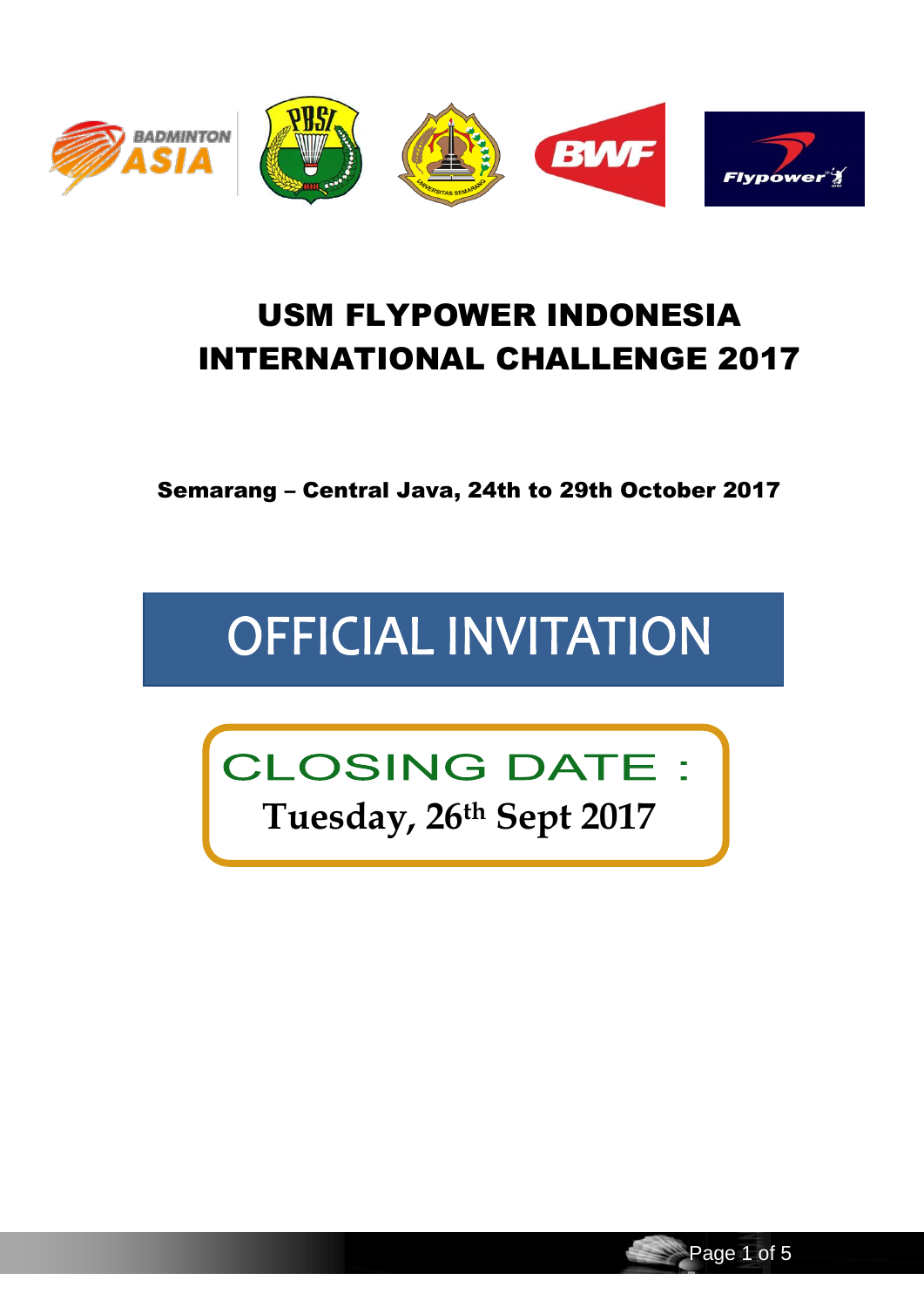# USM FLYPOWER INDONESIA INTERNATIONAL CHALLENGE 2017

**Semarang – Central Java, 24th to 29th October 2017**

# OFFICIAL INVITATION

## CLOSING DATE :

**Tuesday, 26th Sept 2017**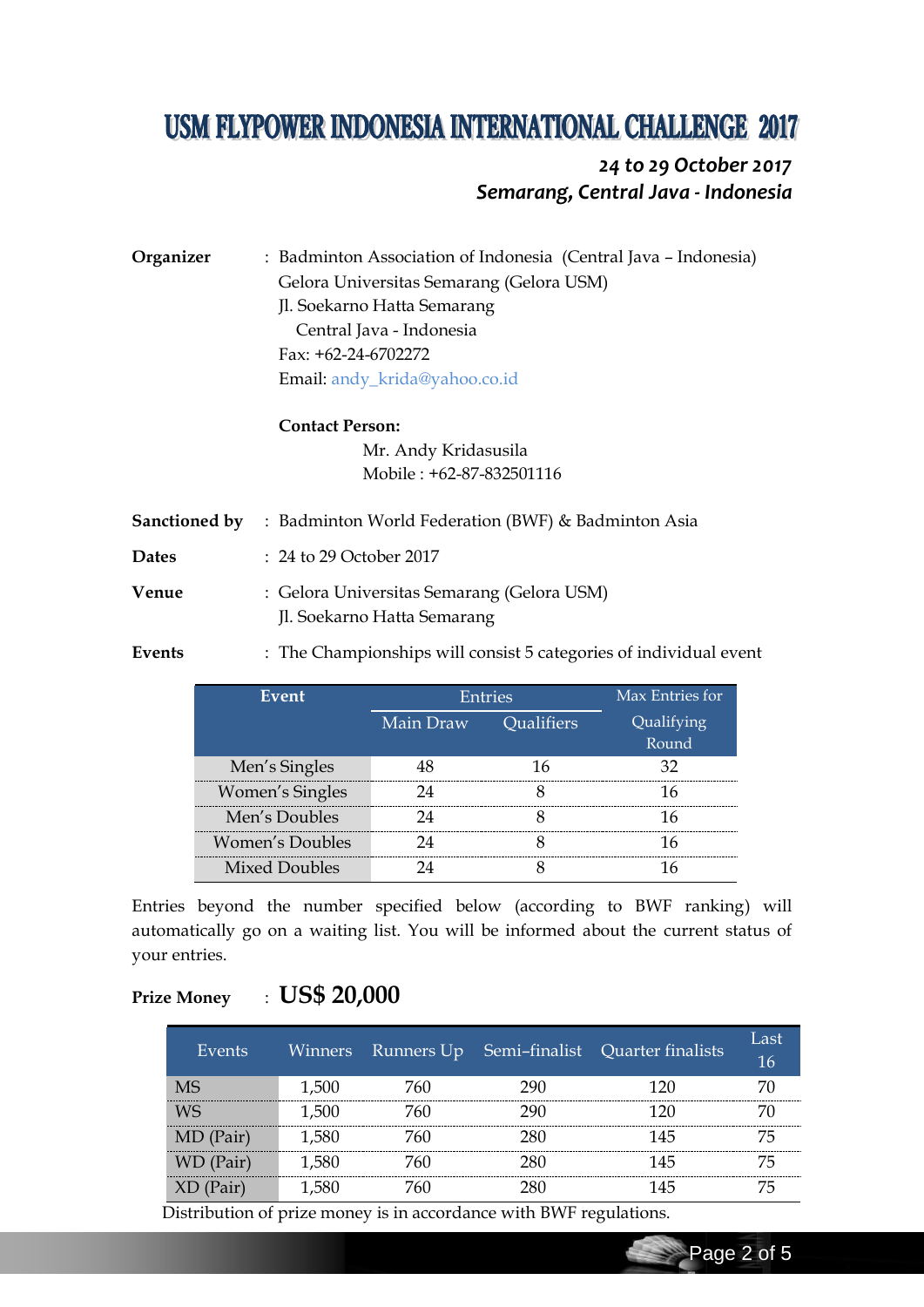# USM FLYPOWER INDONESIA INTERNATIONAL CHALLENGE 2017

***24 to 29 October 2017***
***Semarang, Central Java - Indonesia***

**Organizer** : Badminton Association of Indonesia (Central Java – Indonesia)
Gelora Universitas Semarang (Gelora USM)
Jl. Soekarno Hatta Semarang
Central Java - Indonesia
Fax: +62-24-6702272
Email: andy_krida@yahoo.co.id

**Contact Person:**
Mr. Andy Kridasusila
Mobile : +62-87-832501116

**Sanctioned by** : Badminton World Federation (BWF) & Badminton Asia

**Dates** : 24 to 29 October 2017

**Venue** : Gelora Universitas Semarang (Gelora USM)
Jl. Soekarno Hatta Semarang

**Events** : The Championships will consist 5 categories of individual event

| Event | Entries | | Max Entries for Qualifying Round |
|---|---|---|---|
| | Main Draw | Qualifiers | |
| Men's Singles | 48 | 16 | 32 |
| Women's Singles | 24 | 8 | 16 |
| Men's Doubles | 24 | 8 | 16 |
| Women's Doubles | 24 | 8 | 16 |
| Mixed Doubles | 24 | 8 | 16 |

Entries beyond the number specified below (according to BWF ranking) will automatically go on a waiting list. You will be informed about the current status of your entries.

**Prize Money** : **US$ 20,000**

| Events | Winners | Runners Up | Semi–finalist | Quarter finalists | Last 16 |
|---|---|---|---|---|---|
| MS | 1,500 | 760 | 290 | 120 | 70 |
| WS | 1,500 | 760 | 290 | 120 | 70 |
| MD (Pair) | 1,580 | 760 | 280 | 145 | 75 |
| WD (Pair) | 1,580 | 760 | 280 | 145 | 75 |
| XD (Pair) | 1,580 | 760 | 280 | 145 | 75 |

Distribution of prize money is in accordance with BWF regulations.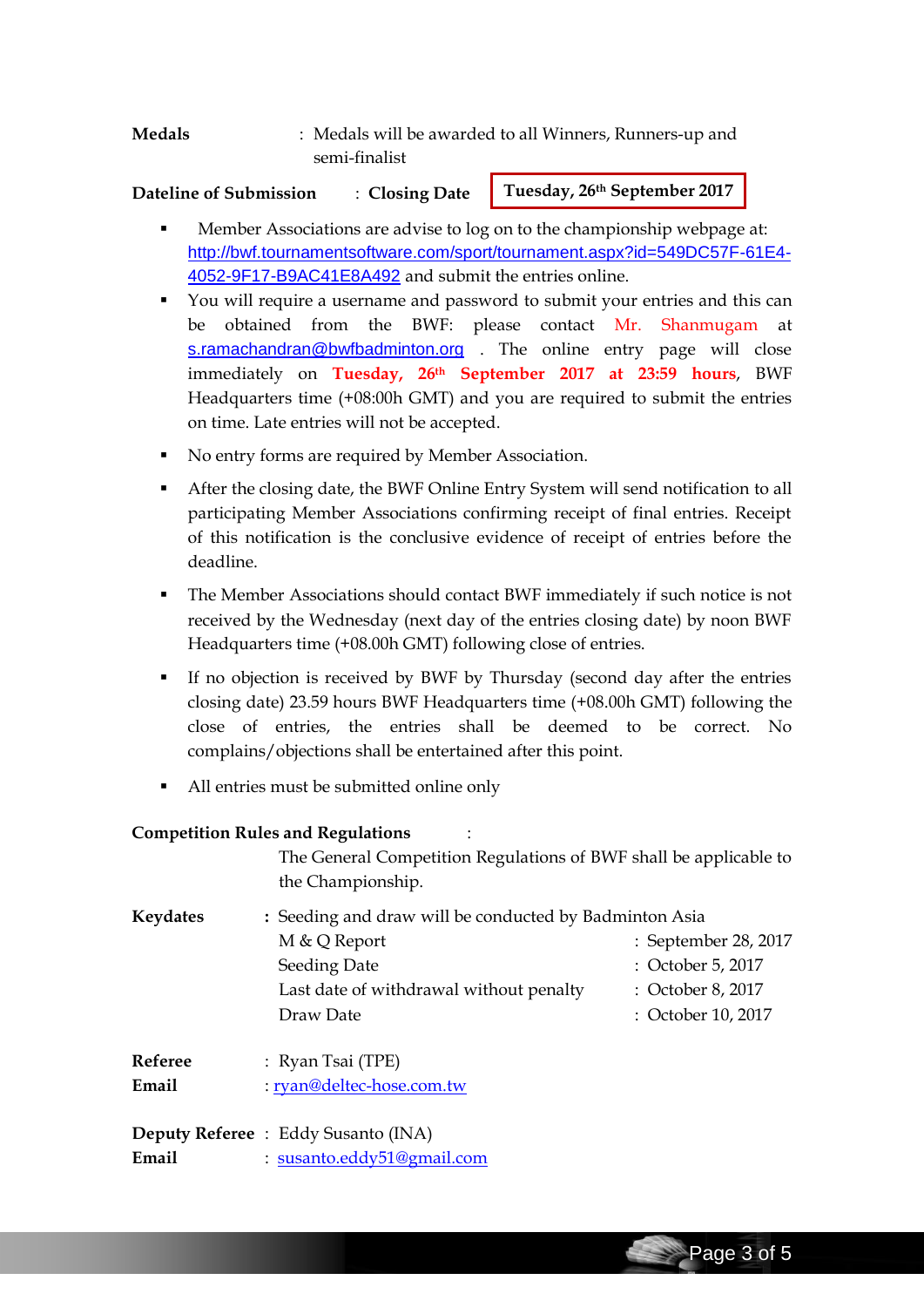**Medals** : Medals will be awarded to all Winners, Runners-up and semi-finalist

**Dateline of Submission** : **Closing Date** **Tuesday, 26th September 2017**

- Member Associations are advise to log on to the championship webpage at: http://bwf.tournamentsoftware.com/sport/tournament.aspx?id=549DC57F-61E4-4052-9F17-B9AC41E8A492 and submit the entries online.
- You will require a username and password to submit your entries and this can be obtained from the BWF: please contact Mr. Shanmugam at s.ramachandran@bwfbadminton.org . The online entry page will close immediately on **Tuesday, 26th September 2017 at 23:59 hours**, BWF Headquarters time (+08:00h GMT) and you are required to submit the entries on time. Late entries will not be accepted.
- No entry forms are required by Member Association.
- After the closing date, the BWF Online Entry System will send notification to all participating Member Associations confirming receipt of final entries. Receipt of this notification is the conclusive evidence of receipt of entries before the deadline.
- The Member Associations should contact BWF immediately if such notice is not received by the Wednesday (next day of the entries closing date) by noon BWF Headquarters time (+08.00h GMT) following close of entries.
- If no objection is received by BWF by Thursday (second day after the entries closing date) 23.59 hours BWF Headquarters time (+08.00h GMT) following the close of entries, the entries shall be deemed to be correct. No complains/objections shall be entertained after this point.
- All entries must be submitted online only

**Competition Rules and Regulations** :
The General Competition Regulations of BWF shall be applicable to the Championship.

**Keydates** **:** Seeding and draw will be conducted by Badminton Asia

| | |
|---|---|
| M & Q Report | : September 28, 2017 |
| Seeding Date | : October 5, 2017 |
| Last date of withdrawal without penalty | : October 8, 2017 |
| Draw Date | : October 10, 2017 |

**Referee** : Ryan Tsai (TPE)
**Email** : ryan@deltec-hose.com.tw

**Deputy Referee** : Eddy Susanto (INA)
**Email** : susanto.eddy51@gmail.com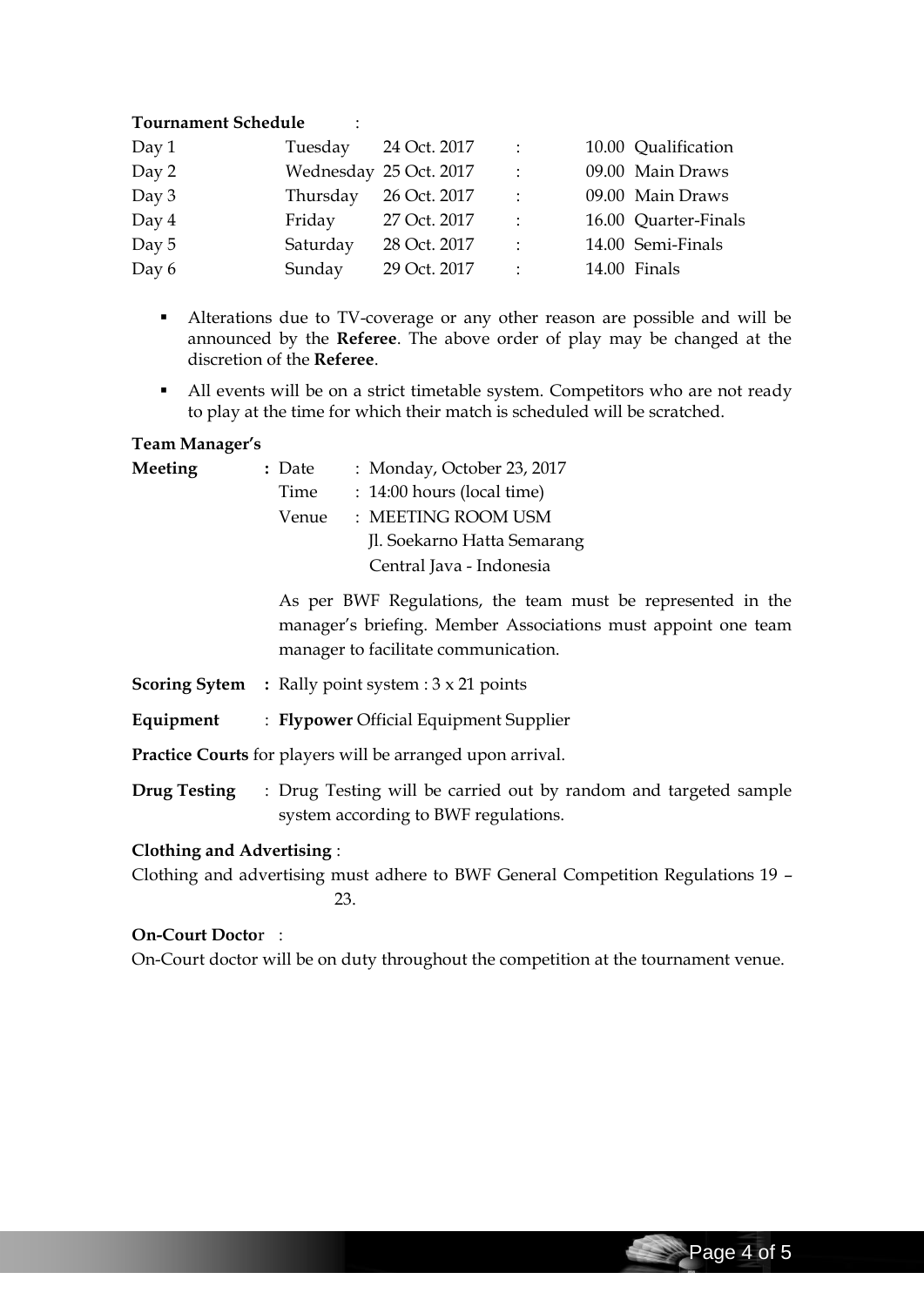**Tournament Schedule** :

| Day | Weekday | Date | | Time | Event |
|---|---|---|---|---|---|
| Day 1 | Tuesday | 24 Oct. 2017 | : | 10.00 | Qualification |
| Day 2 | Wednesday | 25 Oct. 2017 | : | 09.00 | Main Draws |
| Day 3 | Thursday | 26 Oct. 2017 | : | 09.00 | Main Draws |
| Day 4 | Friday | 27 Oct. 2017 | : | 16.00 | Quarter-Finals |
| Day 5 | Saturday | 28 Oct. 2017 | : | 14.00 | Semi-Finals |
| Day 6 | Sunday | 29 Oct. 2017 | : | 14.00 | Finals |

- Alterations due to TV-coverage or any other reason are possible and will be announced by the **Referee**. The above order of play may be changed at the discretion of the **Referee**.
- All events will be on a strict timetable system. Competitors who are not ready to play at the time for which their match is scheduled will be scratched.

**Team Manager's Meeting** :
- Date : Monday, October 23, 2017
- Time : 14:00 hours (local time)
- Venue : MEETING ROOM USM
  Jl. Soekarno Hatta Semarang
  Central Java - Indonesia

As per BWF Regulations, the team must be represented in the manager's briefing. Member Associations must appoint one team manager to facilitate communication.

**Scoring Sytem** : Rally point system : 3 x 21 points

**Equipment** : **Flypower** Official Equipment Supplier

**Practice Courts** for players will be arranged upon arrival.

**Drug Testing** : Drug Testing will be carried out by random and targeted sample system according to BWF regulations.

**Clothing and Advertising** :

Clothing and advertising must adhere to BWF General Competition Regulations 19 – 23.

**On-Court Doctor** :

On-Court doctor will be on duty throughout the competition at the tournament venue.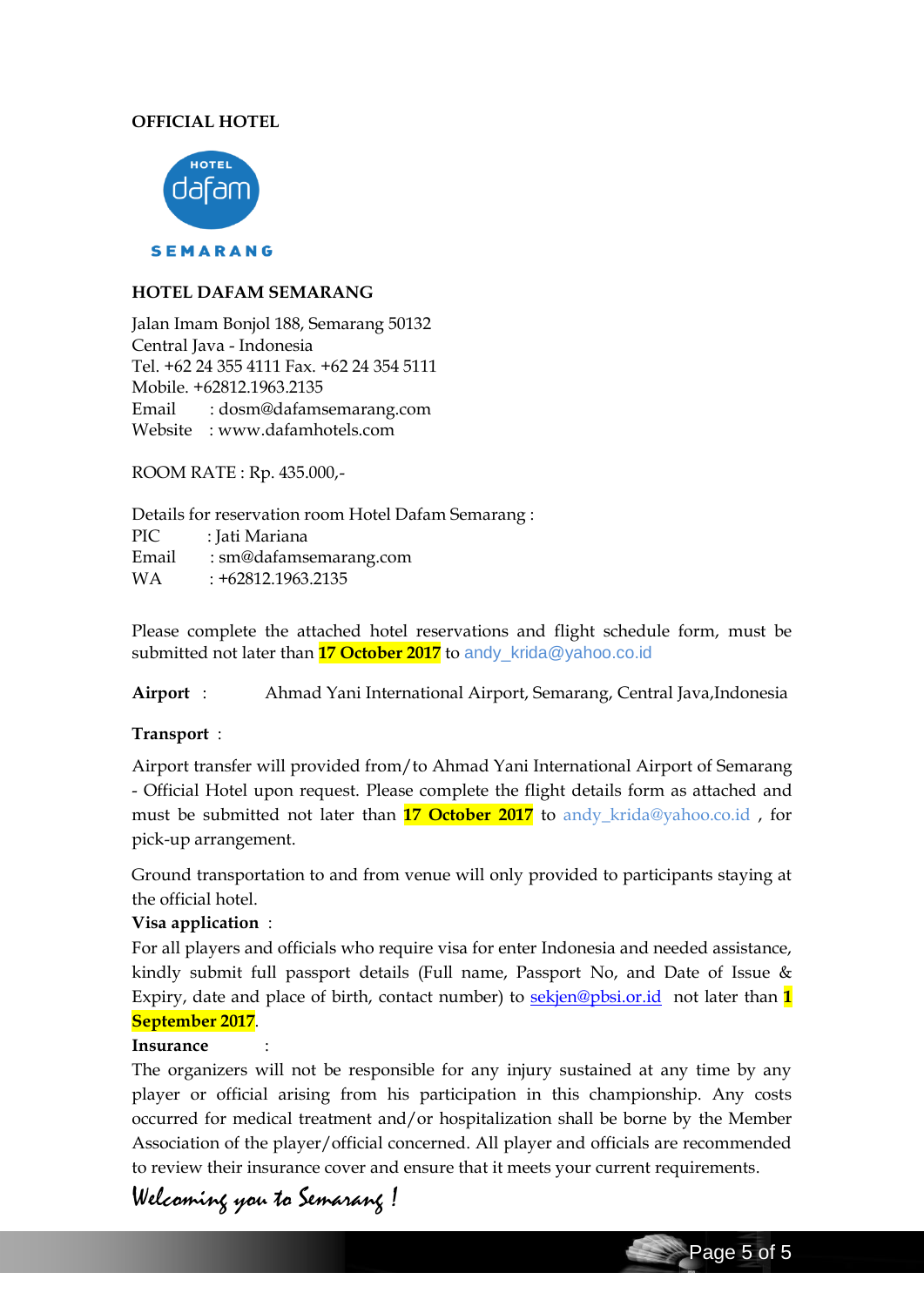**OFFICIAL HOTEL**

HOTEL dafam SEMARANG

**HOTEL DAFAM SEMARANG**

Jalan Imam Bonjol 188, Semarang 50132
Central Java - Indonesia
Tel. +62 24 355 4111 Fax. +62 24 354 5111
Mobile. +62812.1963.2135
Email : dosm@dafamsemarang.com
Website : www.dafamhotels.com

ROOM RATE : Rp. 435.000,-

Details for reservation room Hotel Dafam Semarang :
PIC : Jati Mariana
Email : sm@dafamsemarang.com
WA : +62812.1963.2135

Please complete the attached hotel reservations and flight schedule form, must be submitted not later than **17 October 2017** to andy_krida@yahoo.co.id

**Airport** : Ahmad Yani International Airport, Semarang, Central Java,Indonesia

**Transport** :

Airport transfer will provided from/to Ahmad Yani International Airport of Semarang - Official Hotel upon request. Please complete the flight details form as attached and must be submitted not later than **17 October 2017** to andy_krida@yahoo.co.id , for pick-up arrangement.

Ground transportation to and from venue will only provided to participants staying at the official hotel.

**Visa application** :

For all players and officials who require visa for enter Indonesia and needed assistance, kindly submit full passport details (Full name, Passport No, and Date of Issue & Expiry, date and place of birth, contact number) to sekjen@pbsi.or.id not later than **1 September 2017**.

**Insurance** :

The organizers will not be responsible for any injury sustained at any time by any player or official arising from his participation in this championship. Any costs occurred for medical treatment and/or hospitalization shall be borne by the Member Association of the player/official concerned. All player and officials are recommended to review their insurance cover and ensure that it meets your current requirements.

*Welcoming you to Semarang !*